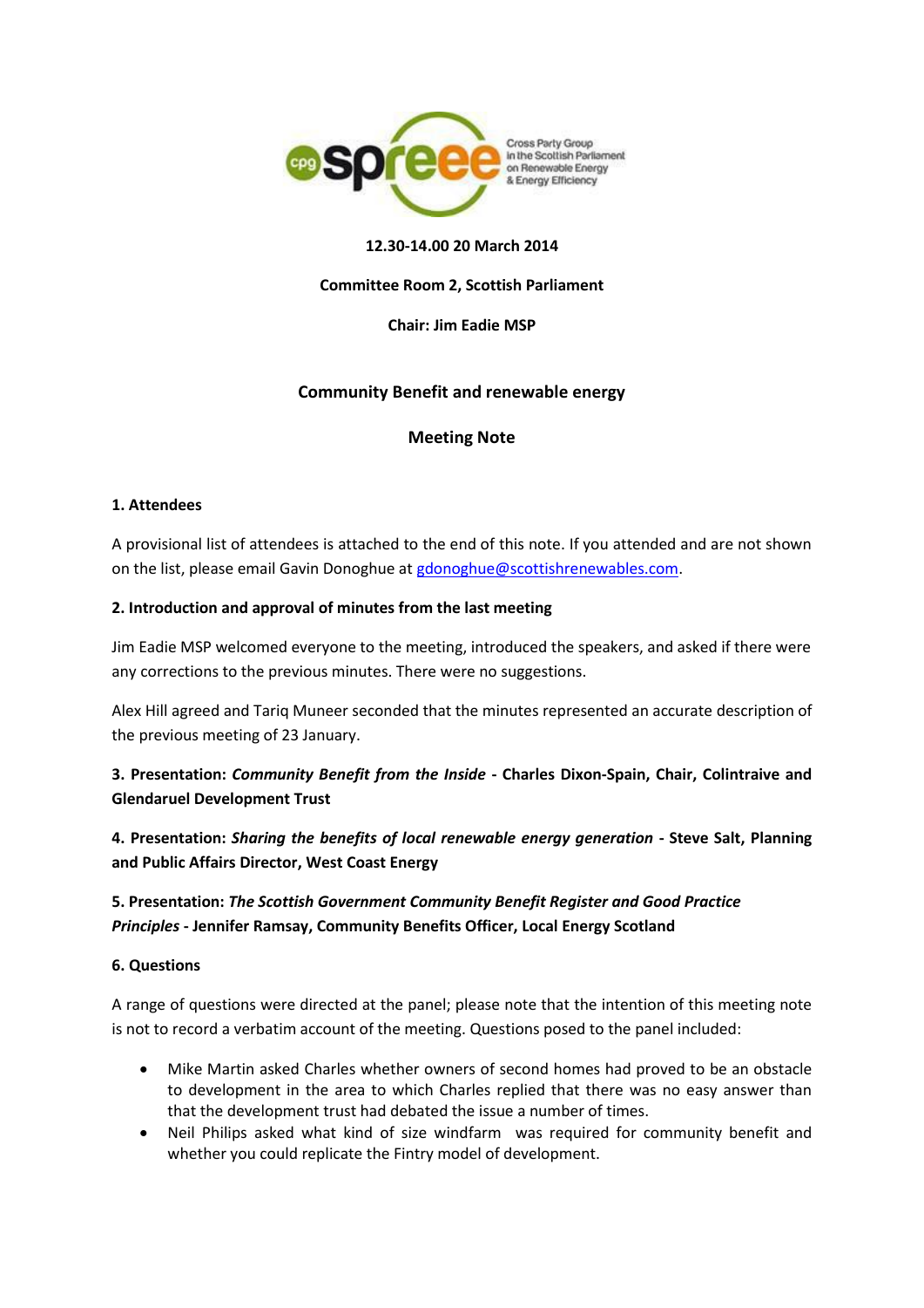**12.30-14.00 20 March 2014**

**Committee Room 2, Scottish Parliament**

**Chair: Jim Eadie MSP**

# Community Benefit and renewable energy

## Meeting Note

### 1. Attendees

A provisional list of attendees is attached to the end of this note. If you attended and are not shown on the list, please email Gavin Donoghue at gdonoghue@scottishrenewables.com.

### 2. Introduction and approval of minutes from the last meeting

Jim Eadie MSP welcomed everyone to the meeting, introduced the speakers, and asked if there were any corrections to the previous minutes. There were no suggestions.

Alex Hill agreed and Tariq Muneer seconded that the minutes represented an accurate description of the previous meeting of 23 January.

### 3. Presentation: *Community Benefit from the Inside* - Charles Dixon-Spain, Chair, Colintraive and Glendaruel Development Trust

### 4. Presentation: *Sharing the benefits of local renewable energy generation* - Steve Salt, Planning and Public Affairs Director, West Coast Energy

### 5. Presentation: *The Scottish Government Community Benefit Register and Good Practice Principles* - Jennifer Ramsay, Community Benefits Officer, Local Energy Scotland

### 6. Questions

A range of questions were directed at the panel; please note that the intention of this meeting note is not to record a verbatim account of the meeting. Questions posed to the panel included:

- Mike Martin asked Charles whether owners of second homes had proved to be an obstacle to development in the area to which Charles replied that there was no easy answer than that the development trust had debated the issue a number of times.
- Neil Philips asked what kind of size windfarm was required for community benefit and whether you could replicate the Fintry model of development.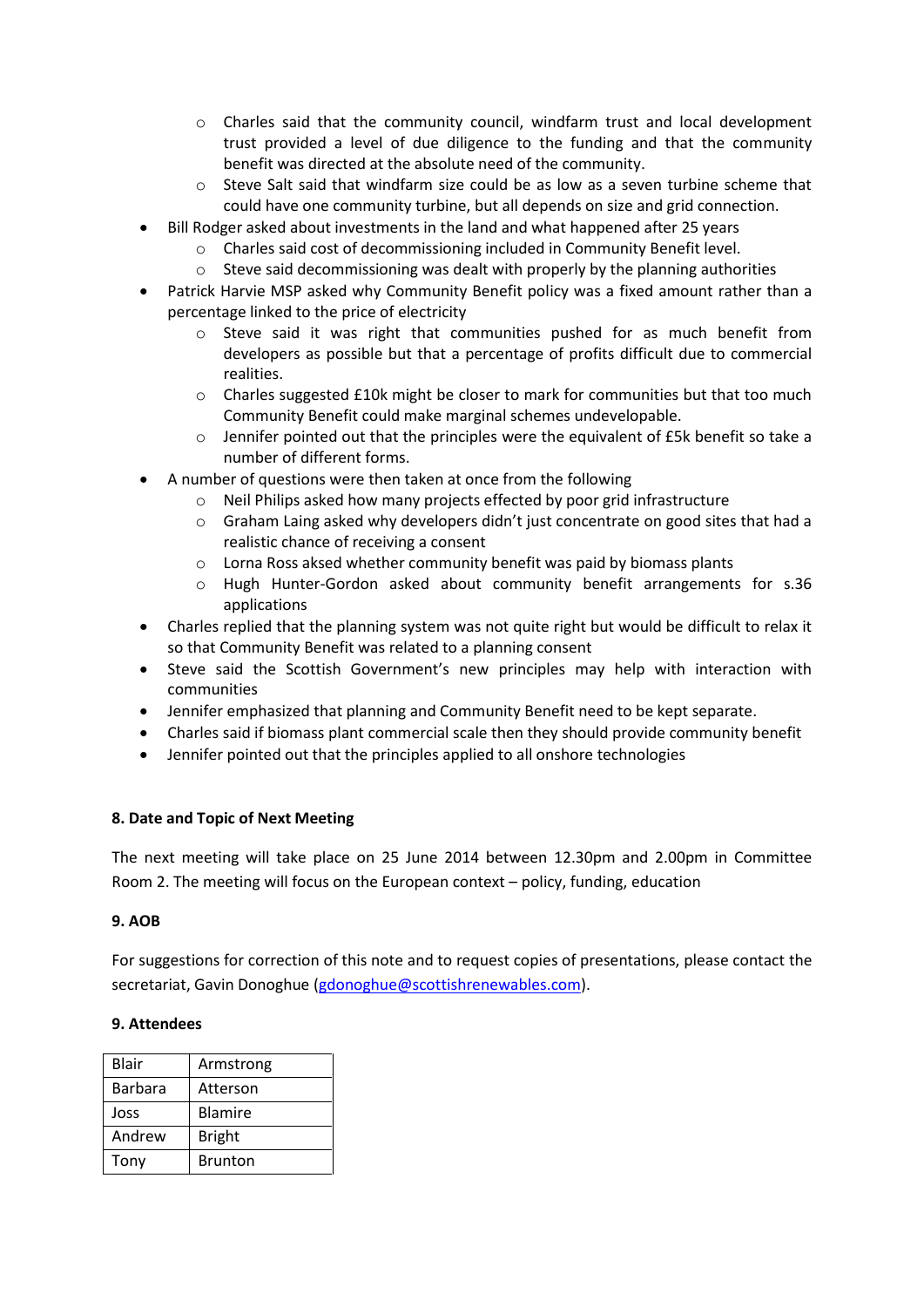- Charles said that the community council, windfarm trust and local development trust provided a level of due diligence to the funding and that the community benefit was directed at the absolute need of the community.
    - Steve Salt said that windfarm size could be as low as a seven turbine scheme that could have one community turbine, but all depends on size and grid connection.
- Bill Rodger asked about investments in the land and what happened after 25 years
    - Charles said cost of decommissioning included in Community Benefit level.
    - Steve said decommissioning was dealt with properly by the planning authorities
- Patrick Harvie MSP asked why Community Benefit policy was a fixed amount rather than a percentage linked to the price of electricity
    - Steve said it was right that communities pushed for as much benefit from developers as possible but that a percentage of profits difficult due to commercial realities.
    - Charles suggested £10k might be closer to mark for communities but that too much Community Benefit could make marginal schemes undevelopable.
    - Jennifer pointed out that the principles were the equivalent of £5k benefit so take a number of different forms.
- A number of questions were then taken at once from the following
    - Neil Philips asked how many projects effected by poor grid infrastructure
    - Graham Laing asked why developers didn't just concentrate on good sites that had a realistic chance of receiving a consent
    - Lorna Ross aksed whether community benefit was paid by biomass plants
    - Hugh Hunter-Gordon asked about community benefit arrangements for s.36 applications
- Charles replied that the planning system was not quite right but would be difficult to relax it so that Community Benefit was related to a planning consent
- Steve said the Scottish Government's new principles may help with interaction with communities
- Jennifer emphasized that planning and Community Benefit need to be kept separate.
- Charles said if biomass plant commercial scale then they should provide community benefit
- Jennifer pointed out that the principles applied to all onshore technologies

**8. Date and Topic of Next Meeting**

The next meeting will take place on 25 June 2014 between 12.30pm and 2.00pm in Committee Room 2. The meeting will focus on the European context – policy, funding, education

**9. AOB**

For suggestions for correction of this note and to request copies of presentations, please contact the secretariat, Gavin Donoghue (gdonoghue@scottishrenewables.com).

**9. Attendees**

| | |
|---|---|
| Blair | Armstrong |
| Barbara | Atterson |
| Joss | Blamire |
| Andrew | Bright |
| Tony | Brunton |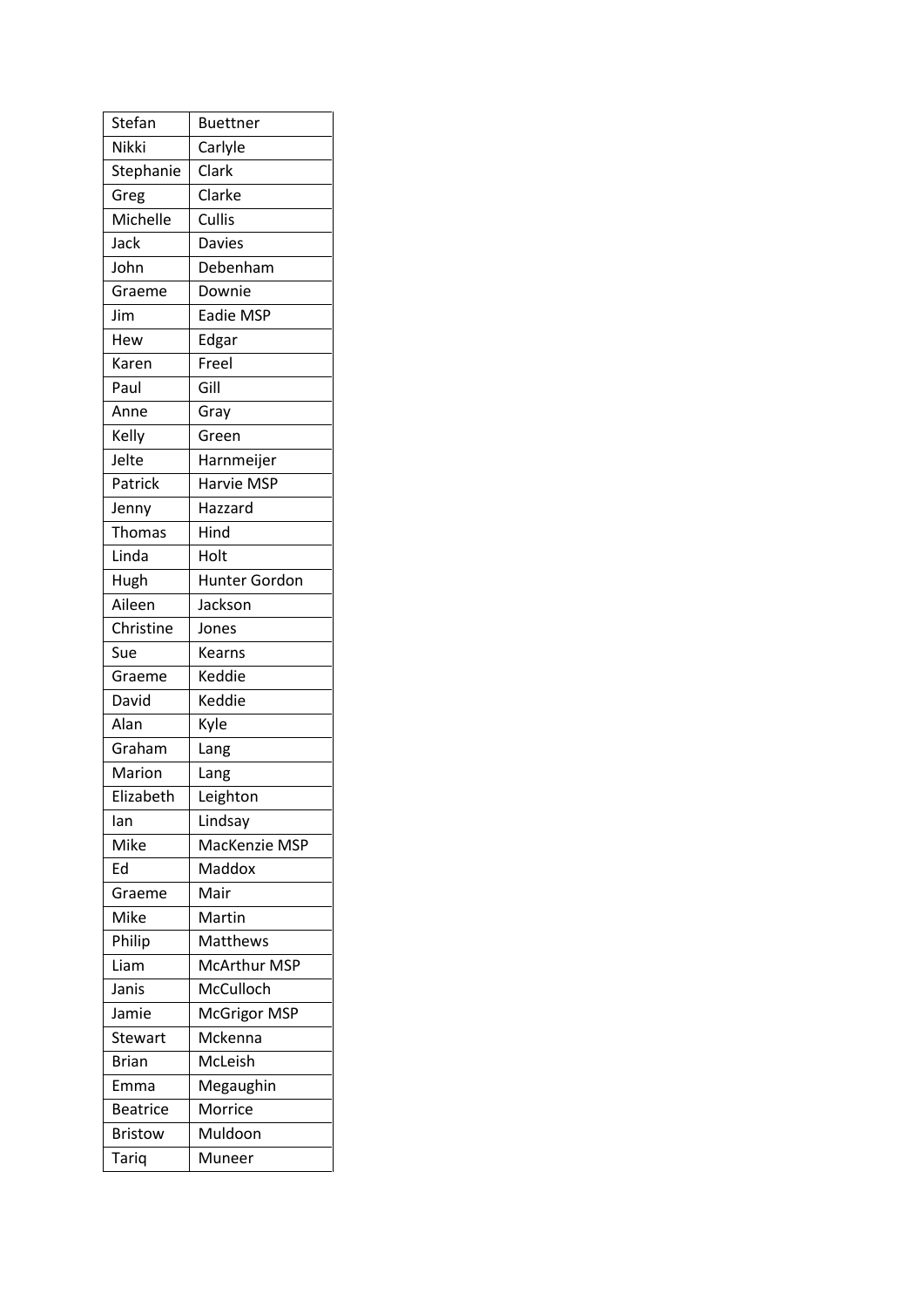| Stefan | Buettner |
|---|---|
| Nikki | Carlyle |
| Stephanie | Clark |
| Greg | Clarke |
| Michelle | Cullis |
| Jack | Davies |
| John | Debenham |
| Graeme | Downie |
| Jim | Eadie MSP |
| Hew | Edgar |
| Karen | Freel |
| Paul | Gill |
| Anne | Gray |
| Kelly | Green |
| Jelte | Harnmeijer |
| Patrick | Harvie MSP |
| Jenny | Hazzard |
| Thomas | Hind |
| Linda | Holt |
| Hugh | Hunter Gordon |
| Aileen | Jackson |
| Christine | Jones |
| Sue | Kearns |
| Graeme | Keddie |
| David | Keddie |
| Alan | Kyle |
| Graham | Lang |
| Marion | Lang |
| Elizabeth | Leighton |
| Ian | Lindsay |
| Mike | MacKenzie MSP |
| Ed | Maddox |
| Graeme | Mair |
| Mike | Martin |
| Philip | Matthews |
| Liam | McArthur MSP |
| Janis | McCulloch |
| Jamie | McGrigor MSP |
| Stewart | Mckenna |
| Brian | McLeish |
| Emma | Megaughin |
| Beatrice | Morrice |
| Bristow | Muldoon |
| Tariq | Muneer |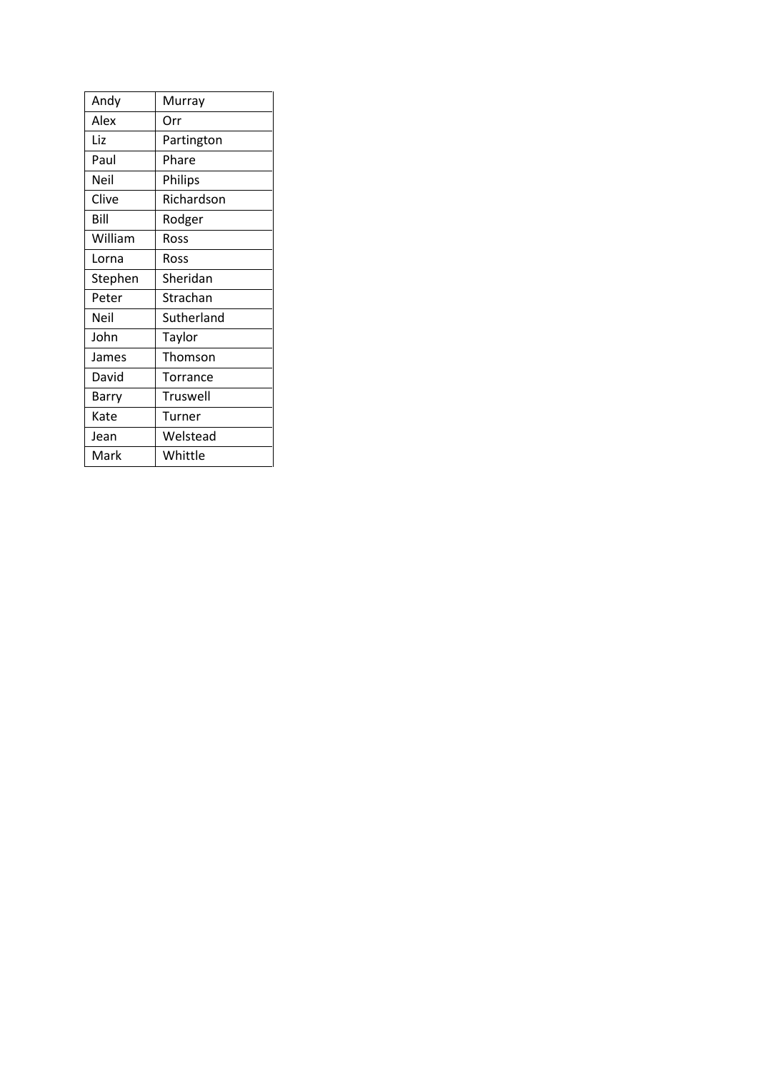| | |
|---|---|
| Andy | Murray |
| Alex | Orr |
| Liz | Partington |
| Paul | Phare |
| Neil | Philips |
| Clive | Richardson |
| Bill | Rodger |
| William | Ross |
| Lorna | Ross |
| Stephen | Sheridan |
| Peter | Strachan |
| Neil | Sutherland |
| John | Taylor |
| James | Thomson |
| David | Torrance |
| Barry | Truswell |
| Kate | Turner |
| Jean | Welstead |
| Mark | Whittle |